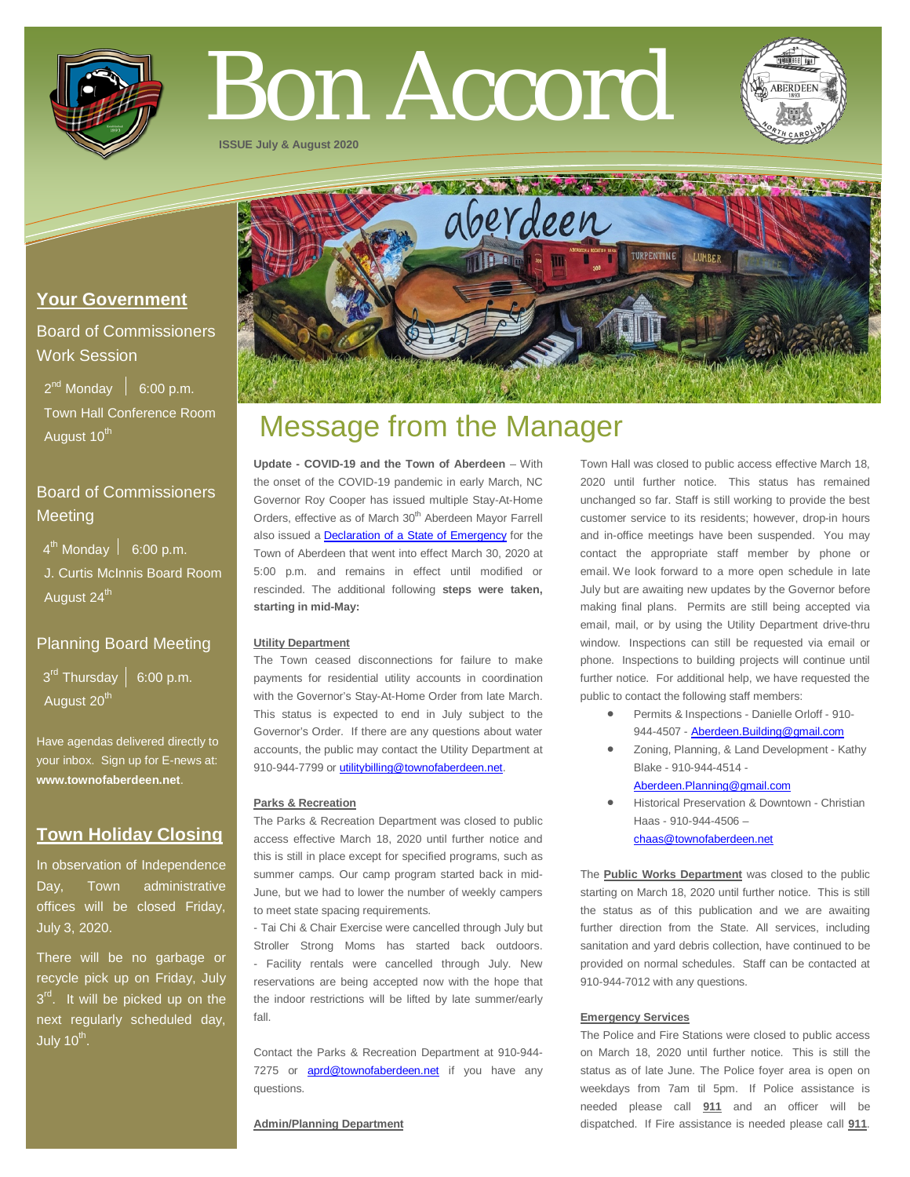# Bon Accord

**ISSUE July & August 2020**

## Your Government

### Board of Commissioners Work Session

2nd Monday | 6:00 p.m.
Town Hall Conference Room
August 10th

### Board of Commissioners Meeting

4th Monday | 6:00 p.m.
J. Curtis McInnis Board Room
August 24th

### Planning Board Meeting

3rd Thursday | 6:00 p.m.
August 20th

Have agendas delivered directly to your inbox. Sign up for E-news at: **www.townofaberdeen.net**.

## Town Holiday Closing

In observation of Independence Day, Town administrative offices will be closed Friday, July 3, 2020.

There will be no garbage or recycle pick up on Friday, July 3rd. It will be picked up on the next regularly scheduled day, July 10th.

# Message from the Manager

**Update - COVID-19 and the Town of Aberdeen** – With the onset of the COVID-19 pandemic in early March, NC Governor Roy Cooper has issued multiple Stay-At-Home Orders, effective as of March 30th Aberdeen Mayor Farrell also issued a [Declaration of a State of Emergency]() for the Town of Aberdeen that went into effect March 30, 2020 at 5:00 p.m. and remains in effect until modified or rescinded. The additional following **steps were taken, starting in mid-May:**

**Utility Department**

The Town ceased disconnections for failure to make payments for residential utility accounts in coordination with the Governor's Stay-At-Home Order from late March. This status is expected to end in July subject to the Governor's Order. If there are any questions about water accounts, the public may contact the Utility Department at 910-944-7799 or utilitybilling@townofaberdeen.net.

**Parks & Recreation**

The Parks & Recreation Department was closed to public access effective March 18, 2020 until further notice and this is still in place except for specified programs, such as summer camps. Our camp program started back in mid-June, but we had to lower the number of weekly campers to meet state spacing requirements.

- Tai Chi & Chair Exercise were cancelled through July but Stroller Strong Moms has started back outdoors.
- Facility rentals were cancelled through July. New reservations are being accepted now with the hope that the indoor restrictions will be lifted by late summer/early fall.

Contact the Parks & Recreation Department at 910-944-7275 or aprd@townofaberdeen.net if you have any questions.

**Admin/Planning Department**

Town Hall was closed to public access effective March 18, 2020 until further notice. This status has remained unchanged so far. Staff is still working to provide the best customer service to its residents; however, drop-in hours and in-office meetings have been suspended. You may contact the appropriate staff member by phone or email. We look forward to a more open schedule in late July but are awaiting new updates by the Governor before making final plans. Permits are still being accepted via email, mail, or by using the Utility Department drive-thru window. Inspections can still be requested via email or phone. Inspections to building projects will continue until further notice. For additional help, we have requested the public to contact the following staff members:

- Permits & Inspections - Danielle Orloff - 910-944-4507 - Aberdeen.Building@gmail.com
- Zoning, Planning, & Land Development - Kathy Blake - 910-944-4514 - Aberdeen.Planning@gmail.com
- Historical Preservation & Downtown - Christian Haas - 910-944-4506 – chaas@townofaberdeen.net

The **Public Works Department** was closed to the public starting on March 18, 2020 until further notice. This is still the status as of this publication and we are awaiting further direction from the State. All services, including sanitation and yard debris collection, have continued to be provided on normal schedules. Staff can be contacted at 910-944-7012 with any questions.

**Emergency Services**

The Police and Fire Stations were closed to public access on March 18, 2020 until further notice. This is still the status as of late June. The Police foyer area is open on weekdays from 7am til 5pm. If Police assistance is needed please call **911** and an officer will be dispatched. If Fire assistance is needed please call **911**.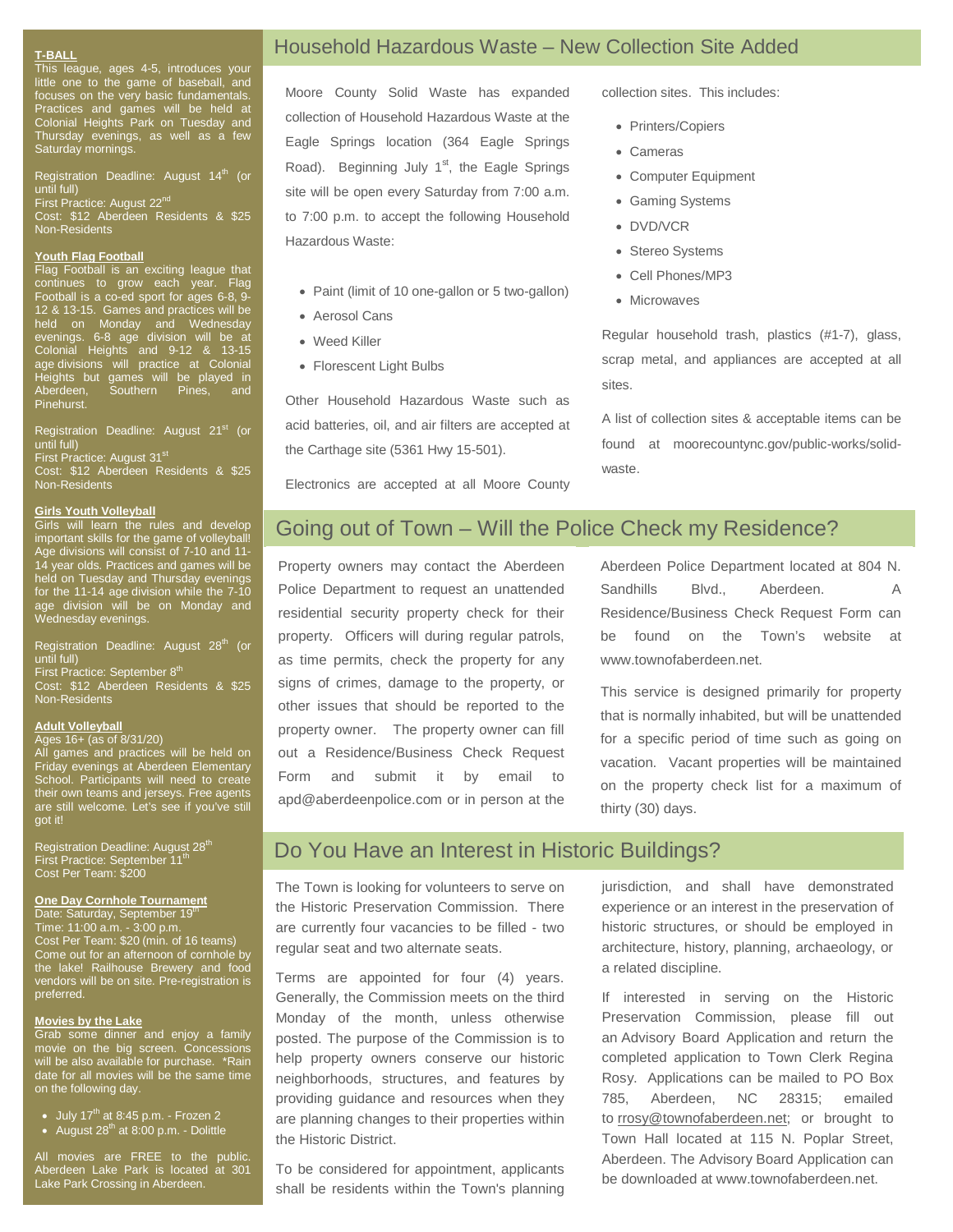**T-BALL**
This league, ages 4-5, introduces your little one to the game of baseball, and focuses on the very basic fundamentals. Practices and games will be held at Colonial Heights Park on Tuesday and Thursday evenings, as well as a few Saturday mornings.

Registration Deadline: August 14th (or until full)
First Practice: August 22nd
Cost: $12 Aberdeen Residents & $25 Non-Residents

**Youth Flag Football**
Flag Football is an exciting league that continues to grow each year. Flag Football is a co-ed sport for ages 6-8, 9-12 & 13-15. Games and practices will be held on Monday and Wednesday evenings. 6-8 age division will be at Colonial Heights and 9-12 & 13-15 age divisions will practice at Colonial Heights but games will be played in Aberdeen, Southern Pines, and Pinehurst.

Registration Deadline: August 21st (or until full)
First Practice: August 31st
Cost: $12 Aberdeen Residents & $25 Non-Residents

**Girls Youth Volleyball**
Girls will learn the rules and develop important skills for the game of volleyball! Age divisions will consist of 7-10 and 11-14 year olds. Practices and games will be held on Tuesday and Thursday evenings for the 11-14 age division while the 7-10 age division will be on Monday and Wednesday evenings.

Registration Deadline: August 28th (or until full)
First Practice: September 8th
Cost: $12 Aberdeen Residents & $25 Non-Residents

**Adult Volleyball**
Ages 16+ (as of 8/31/20)
All games and practices will be held on Friday evenings at Aberdeen Elementary School. Participants will need to create their own teams and jerseys. Free agents are still welcome. Let's see if you've still got it!

Registration Deadline: August 28th
First Practice: September 11th
Cost Per Team: $200

**One Day Cornhole Tournament**
Date: Saturday, September 19th
Time: 11:00 a.m. - 3:00 p.m.
Cost Per Team: $20 (min. of 16 teams)
Come out for an afternoon of cornhole by the lake! Railhouse Brewery and food vendors will be on site. Pre-registration is preferred.

**Movies by the Lake**
Grab some dinner and enjoy a family movie on the big screen. Concessions will be also available for purchase. *Rain date for all movies will be the same time on the following day.

- July 17th at 8:45 p.m. - Frozen 2
- August 28th at 8:00 p.m. - Dolittle

All movies are FREE to the public. Aberdeen Lake Park is located at 301 Lake Park Crossing in Aberdeen.

## Household Hazardous Waste – New Collection Site Added

Moore County Solid Waste has expanded collection of Household Hazardous Waste at the Eagle Springs location (364 Eagle Springs Road). Beginning July 1st, the Eagle Springs site will be open every Saturday from 7:00 a.m. to 7:00 p.m. to accept the following Household Hazardous Waste:

- Paint (limit of 10 one-gallon or 5 two-gallon)
- Aerosol Cans
- Weed Killer
- Florescent Light Bulbs

Other Household Hazardous Waste such as acid batteries, oil, and air filters are accepted at the Carthage site (5361 Hwy 15-501).

Electronics are accepted at all Moore County collection sites. This includes:

- Printers/Copiers
- Cameras
- Computer Equipment
- Gaming Systems
- DVD/VCR
- Stereo Systems
- Cell Phones/MP3
- Microwaves

Regular household trash, plastics (#1-7), glass, scrap metal, and appliances are accepted at all sites.

A list of collection sites & acceptable items can be found at moorecountync.gov/public-works/solid-waste.

## Going out of Town – Will the Police Check my Residence?

Property owners may contact the Aberdeen Police Department to request an unattended residential security property check for their property. Officers will during regular patrols, as time permits, check the property for any signs of crimes, damage to the property, or other issues that should be reported to the property owner. The property owner can fill out a Residence/Business Check Request Form and submit it by email to apd@aberdeenpolice.com or in person at the Aberdeen Police Department located at 804 N. Sandhills Blvd., Aberdeen. A Residence/Business Check Request Form can be found on the Town's website at www.townofaberdeen.net.

This service is designed primarily for property that is normally inhabited, but will be unattended for a specific period of time such as going on vacation. Vacant properties will be maintained on the property check list for a maximum of thirty (30) days.

## Do You Have an Interest in Historic Buildings?

The Town is looking for volunteers to serve on the Historic Preservation Commission. There are currently four vacancies to be filled - two regular seat and two alternate seats.

Terms are appointed for four (4) years. Generally, the Commission meets on the third Monday of the month, unless otherwise posted. The purpose of the Commission is to help property owners conserve our historic neighborhoods, structures, and features by providing guidance and resources when they are planning changes to their properties within the Historic District.

To be considered for appointment, applicants shall be residents within the Town's planning jurisdiction, and shall have demonstrated experience or an interest in the preservation of historic structures, or should be employed in architecture, history, planning, archaeology, or a related discipline.

If interested in serving on the Historic Preservation Commission, please fill out an Advisory Board Application and return the completed application to Town Clerk Regina Rosy. Applications can be mailed to PO Box 785, Aberdeen, NC 28315; emailed to rrosy@townofaberdeen.net; or brought to Town Hall located at 115 N. Poplar Street, Aberdeen. The Advisory Board Application can be downloaded at www.townofaberdeen.net.